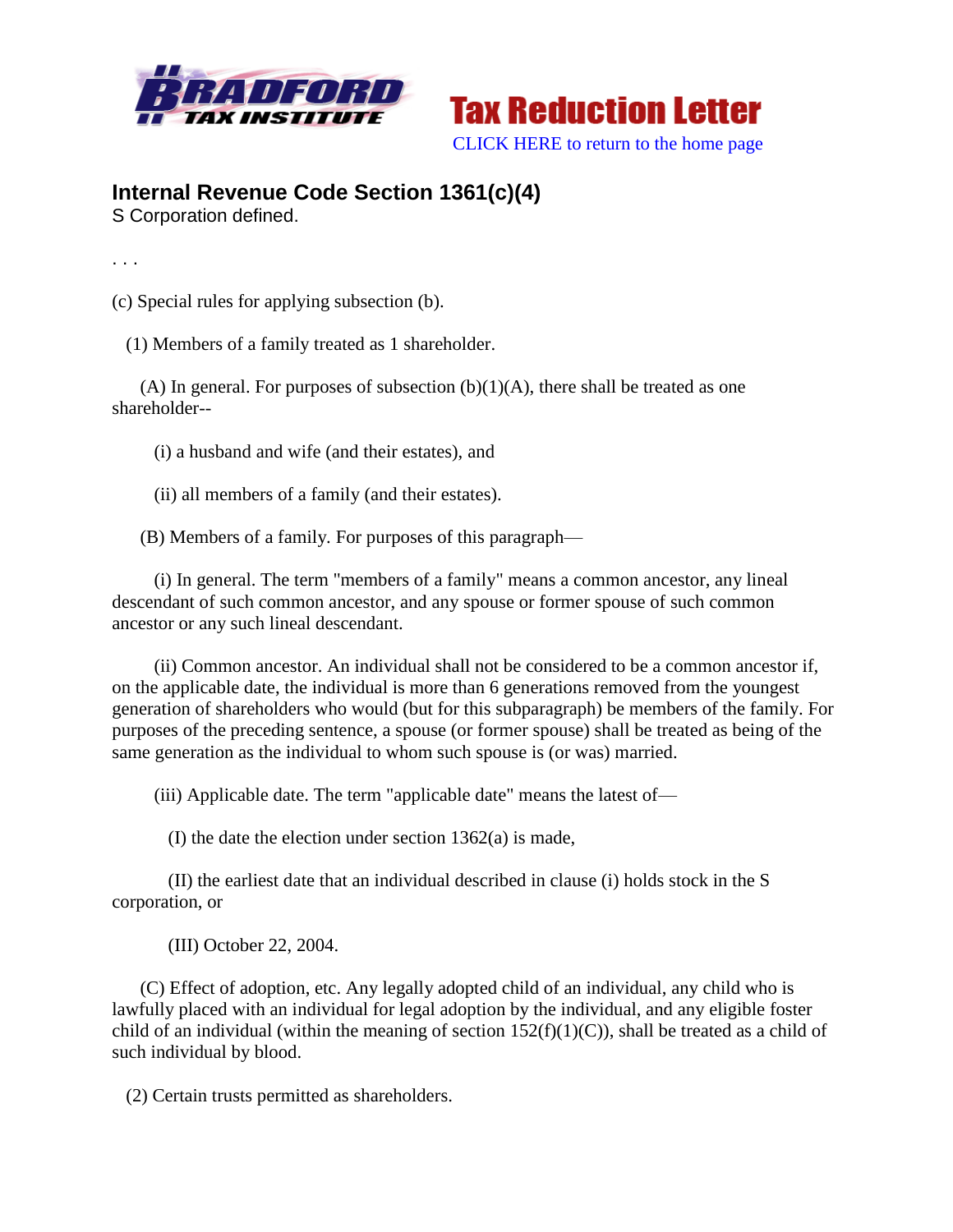Tax Reduction Letter

CLICK HERE to return to the home page

## Internal Revenue Code Section 1361(c)(4)

S Corporation defined.

. . .

(c) Special rules for applying subsection (b).

(1) Members of a family treated as 1 shareholder.

(A) In general. For purposes of subsection (b)(1)(A), there shall be treated as one shareholder--

(i) a husband and wife (and their estates), and

(ii) all members of a family (and their estates).

(B) Members of a family. For purposes of this paragraph—

(i) In general. The term "members of a family" means a common ancestor, any lineal descendant of such common ancestor, and any spouse or former spouse of such common ancestor or any such lineal descendant.

(ii) Common ancestor. An individual shall not be considered to be a common ancestor if, on the applicable date, the individual is more than 6 generations removed from the youngest generation of shareholders who would (but for this subparagraph) be members of the family. For purposes of the preceding sentence, a spouse (or former spouse) shall be treated as being of the same generation as the individual to whom such spouse is (or was) married.

(iii) Applicable date. The term "applicable date" means the latest of—

(I) the date the election under section 1362(a) is made,

(II) the earliest date that an individual described in clause (i) holds stock in the S corporation, or

(III) October 22, 2004.

(C) Effect of adoption, etc. Any legally adopted child of an individual, any child who is lawfully placed with an individual for legal adoption by the individual, and any eligible foster child of an individual (within the meaning of section 152(f)(1)(C)), shall be treated as a child of such individual by blood.

(2) Certain trusts permitted as shareholders.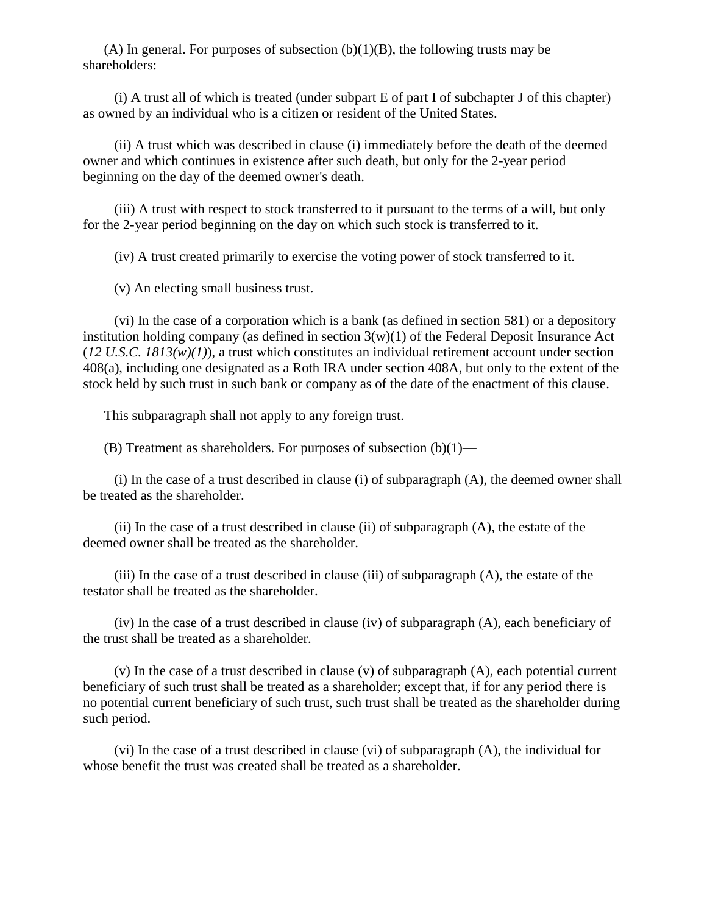(A) In general. For purposes of subsection (b)(1)(B), the following trusts may be shareholders:

(i) A trust all of which is treated (under subpart E of part I of subchapter J of this chapter) as owned by an individual who is a citizen or resident of the United States.

(ii) A trust which was described in clause (i) immediately before the death of the deemed owner and which continues in existence after such death, but only for the 2-year period beginning on the day of the deemed owner's death.

(iii) A trust with respect to stock transferred to it pursuant to the terms of a will, but only for the 2-year period beginning on the day on which such stock is transferred to it.

(iv) A trust created primarily to exercise the voting power of stock transferred to it.

(v) An electing small business trust.

(vi) In the case of a corporation which is a bank (as defined in section 581) or a depository institution holding company (as defined in section 3(w)(1) of the Federal Deposit Insurance Act (*12 U.S.C. 1813(w)(1)*), a trust which constitutes an individual retirement account under section 408(a), including one designated as a Roth IRA under section 408A, but only to the extent of the stock held by such trust in such bank or company as of the date of the enactment of this clause.

This subparagraph shall not apply to any foreign trust.

(B) Treatment as shareholders. For purposes of subsection (b)(1)—

(i) In the case of a trust described in clause (i) of subparagraph (A), the deemed owner shall be treated as the shareholder.

(ii) In the case of a trust described in clause (ii) of subparagraph (A), the estate of the deemed owner shall be treated as the shareholder.

(iii) In the case of a trust described in clause (iii) of subparagraph (A), the estate of the testator shall be treated as the shareholder.

(iv) In the case of a trust described in clause (iv) of subparagraph (A), each beneficiary of the trust shall be treated as a shareholder.

(v) In the case of a trust described in clause (v) of subparagraph (A), each potential current beneficiary of such trust shall be treated as a shareholder; except that, if for any period there is no potential current beneficiary of such trust, such trust shall be treated as the shareholder during such period.

(vi) In the case of a trust described in clause (vi) of subparagraph (A), the individual for whose benefit the trust was created shall be treated as a shareholder.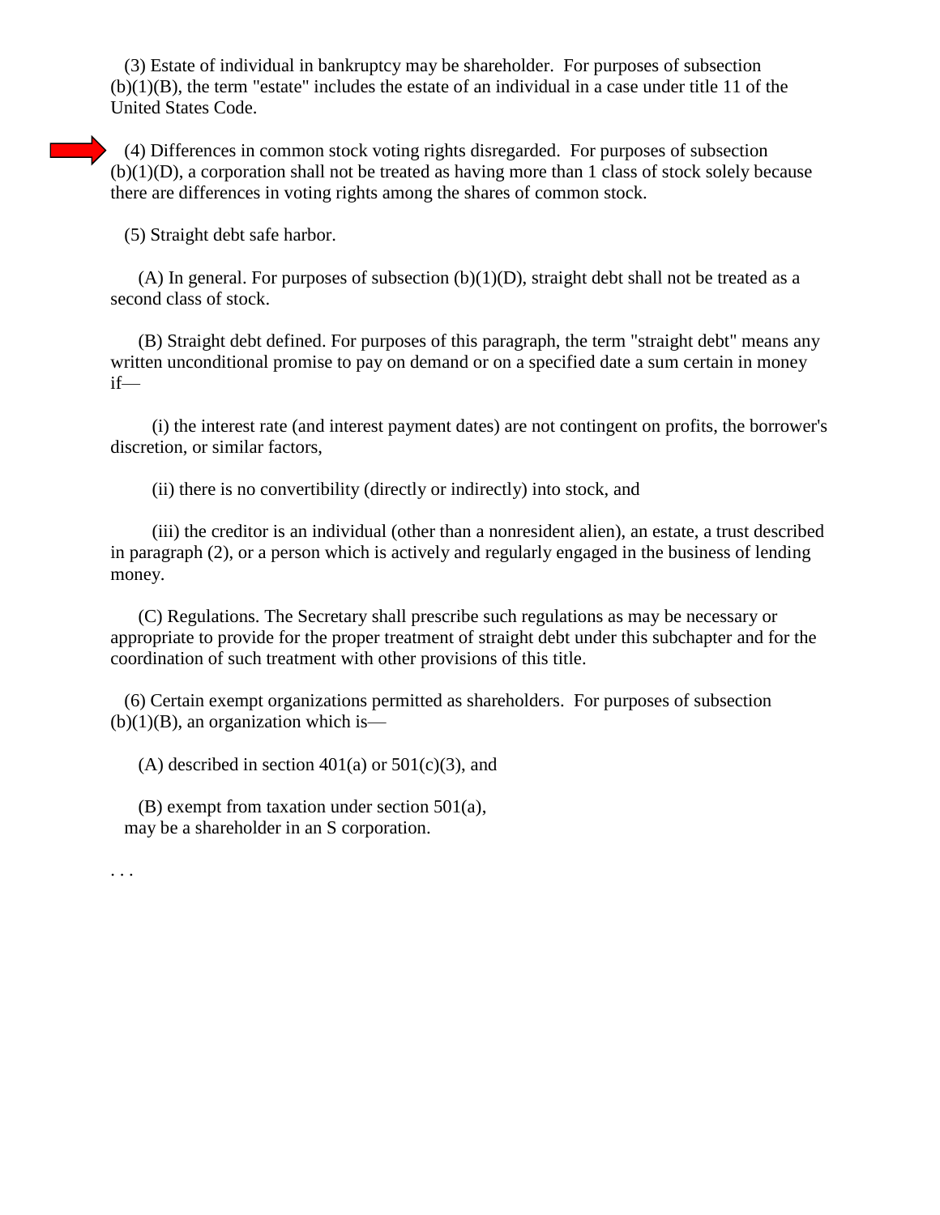(3) Estate of individual in bankruptcy may be shareholder. For purposes of subsection (b)(1)(B), the term "estate" includes the estate of an individual in a case under title 11 of the United States Code.

(4) Differences in common stock voting rights disregarded. For purposes of subsection (b)(1)(D), a corporation shall not be treated as having more than 1 class of stock solely because there are differences in voting rights among the shares of common stock.

(5) Straight debt safe harbor.

(A) In general. For purposes of subsection (b)(1)(D), straight debt shall not be treated as a second class of stock.

(B) Straight debt defined. For purposes of this paragraph, the term "straight debt" means any written unconditional promise to pay on demand or on a specified date a sum certain in money if—

(i) the interest rate (and interest payment dates) are not contingent on profits, the borrower's discretion, or similar factors,

(ii) there is no convertibility (directly or indirectly) into stock, and

(iii) the creditor is an individual (other than a nonresident alien), an estate, a trust described in paragraph (2), or a person which is actively and regularly engaged in the business of lending money.

(C) Regulations. The Secretary shall prescribe such regulations as may be necessary or appropriate to provide for the proper treatment of straight debt under this subchapter and for the coordination of such treatment with other provisions of this title.

(6) Certain exempt organizations permitted as shareholders. For purposes of subsection (b)(1)(B), an organization which is—

(A) described in section 401(a) or 501(c)(3), and

(B) exempt from taxation under section 501(a),
may be a shareholder in an S corporation.

. . .